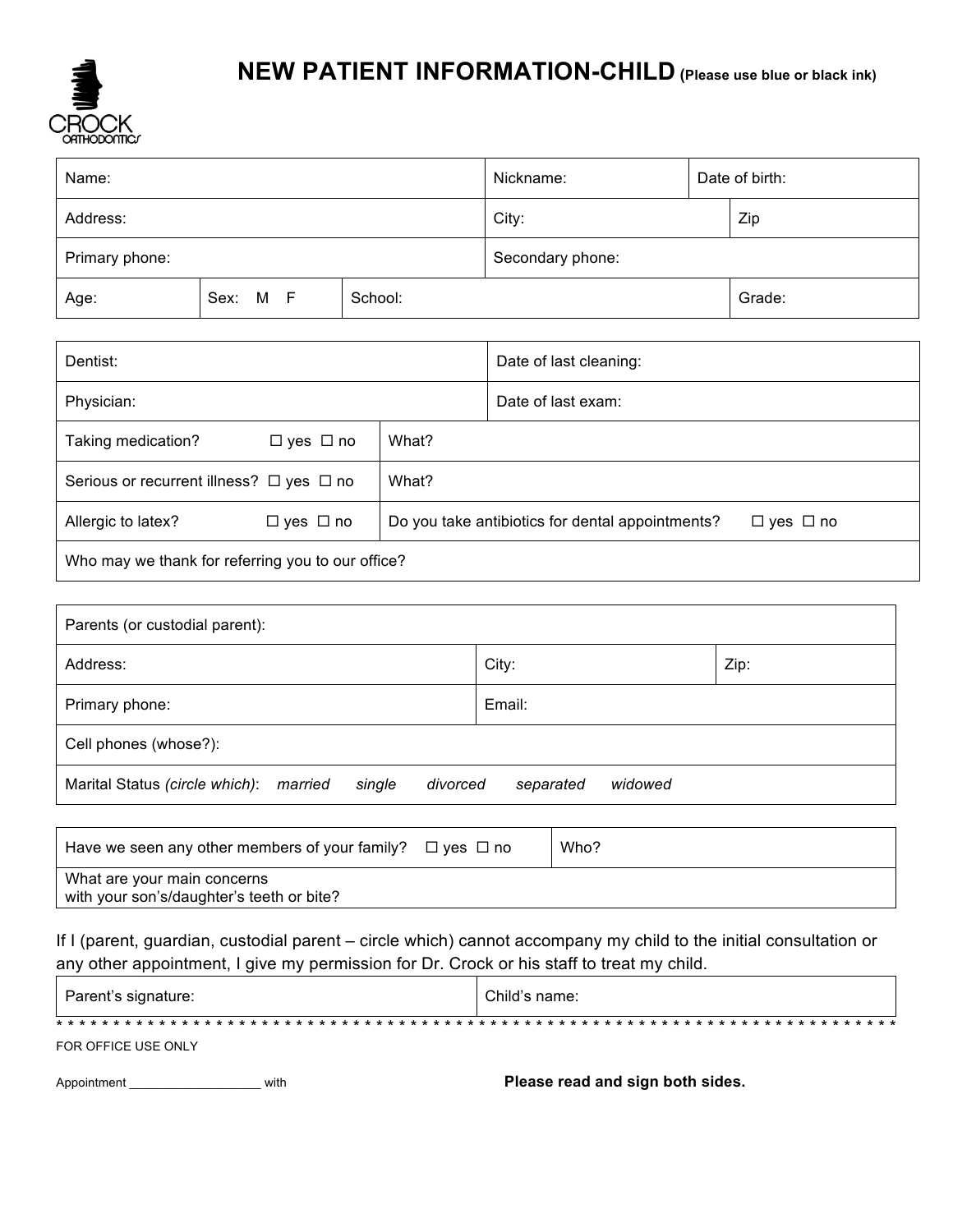CROCK ORTHODONTICS

# NEW PATIENT INFORMATION-CHILD (Please use blue or black ink)

| Name: | | Nickname: | Date of birth: |
|---|---|---|---|
| Address: | | City: | Zip |
| Primary phone: | | Secondary phone: | |
| Age: | Sex: M F | School: | Grade: |

| Dentist: | Date of last cleaning: |
|---|---|
| Physician: | Date of last exam: |
| Taking medication? ☐ yes ☐ no | What? |
| Serious or recurrent illness? ☐ yes ☐ no | What? |
| Allergic to latex? ☐ yes ☐ no | Do you take antibiotics for dental appointments? ☐ yes ☐ no |
| Who may we thank for referring you to our office? | |

| Parents (or custodial parent): | | |
|---|---|---|
| Address: | City: | Zip: |
| Primary phone: | Email: | |
| Cell phones (whose?): | | |
| Marital Status *(circle which)*: *married* *single* *divorced* *separated* *widowed* | | |

| Have we seen any other members of your family? ☐ yes ☐ no | Who? |
|---|---|
| What are your main concerns with your son's/daughter's teeth or bite? | |

If I (parent, guardian, custodial parent – circle which) cannot accompany my child to the initial consultation or any other appointment, I give my permission for Dr. Crock or his staff to treat my child.

| Parent's signature: | Child's name: |
|---|---|

* * * * * * * * * * * * * * * * * * * * * * * * * * * * * * * * * * * * * * * * * * * * * * * * * * * * * * * * * * * * * * * * * * * * * * * * * * * * *

FOR OFFICE USE ONLY

Appointment __________________ with

**Please read and sign both sides.**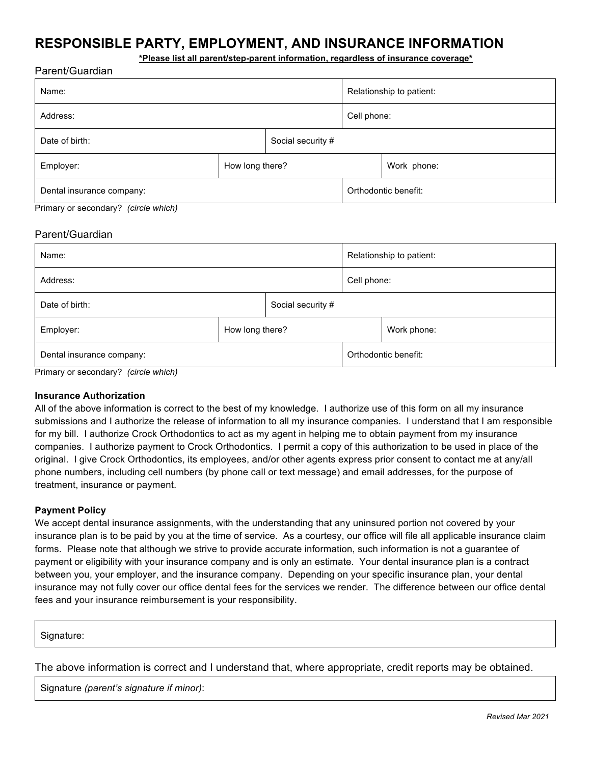# RESPONSIBLE PARTY, EMPLOYMENT, AND INSURANCE INFORMATION

***Please list all parent/step-parent information, regardless of insurance coverage***

Parent/Guardian

| | | |
|---|---|---|
| Name: | | Relationship to patient: |
| Address: | | Cell phone: |
| Date of birth: | Social security # | |
| Employer: | How long there? | Work phone: |
| Dental insurance company: | | Orthodontic benefit: |

Primary or secondary? *(circle which)*

Parent/Guardian

| | | |
|---|---|---|
| Name: | | Relationship to patient: |
| Address: | | Cell phone: |
| Date of birth: | Social security # | |
| Employer: | How long there? | Work phone: |
| Dental insurance company: | | Orthodontic benefit: |

Primary or secondary? *(circle which)*

**Insurance Authorization**

All of the above information is correct to the best of my knowledge. I authorize use of this form on all my insurance submissions and I authorize the release of information to all my insurance companies. I understand that I am responsible for my bill. I authorize Crock Orthodontics to act as my agent in helping me to obtain payment from my insurance companies. I authorize payment to Crock Orthodontics. I permit a copy of this authorization to be used in place of the original. I give Crock Orthodontics, its employees, and/or other agents express prior consent to contact me at any/all phone numbers, including cell numbers (by phone call or text message) and email addresses, for the purpose of treatment, insurance or payment.

**Payment Policy**

We accept dental insurance assignments, with the understanding that any uninsured portion not covered by your insurance plan is to be paid by you at the time of service. As a courtesy, our office will file all applicable insurance claim forms. Please note that although we strive to provide accurate information, such information is not a guarantee of payment or eligibility with your insurance company and is only an estimate. Your dental insurance plan is a contract between you, your employer, and the insurance company. Depending on your specific insurance plan, your dental insurance may not fully cover our office dental fees for the services we render. The difference between our office dental fees and your insurance reimbursement is your responsibility.

Signature:

The above information is correct and I understand that, where appropriate, credit reports may be obtained.

Signature *(parent's signature if minor)*:

*Revised Mar 2021*